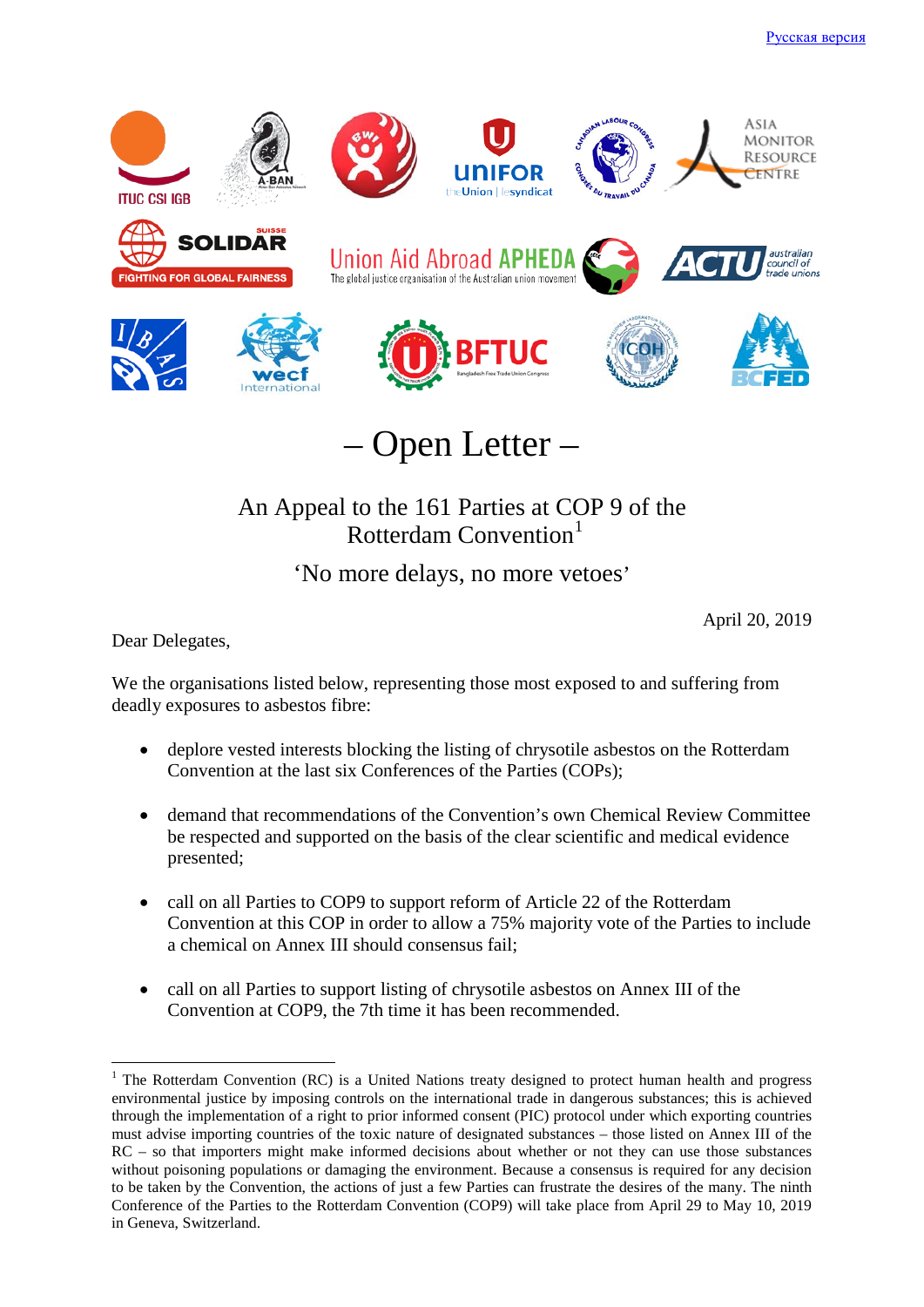Русская версия

# – Open Letter –

## An Appeal to the 161 Parties at COP 9 of the Rotterdam Convention[1]

### 'No more delays, no more vetoes'

April 20, 2019

Dear Delegates,

We the organisations listed below, representing those most exposed to and suffering from deadly exposures to asbestos fibre:

- deplore vested interests blocking the listing of chrysotile asbestos on the Rotterdam Convention at the last six Conferences of the Parties (COPs);
- demand that recommendations of the Convention's own Chemical Review Committee be respected and supported on the basis of the clear scientific and medical evidence presented;
- call on all Parties to COP9 to support reform of Article 22 of the Rotterdam Convention at this COP in order to allow a 75% majority vote of the Parties to include a chemical on Annex III should consensus fail;
- call on all Parties to support listing of chrysotile asbestos on Annex III of the Convention at COP9, the 7th time it has been recommended.

---

[1] The Rotterdam Convention (RC) is a United Nations treaty designed to protect human health and progress environmental justice by imposing controls on the international trade in dangerous substances; this is achieved through the implementation of a right to prior informed consent (PIC) protocol under which exporting countries must advise importing countries of the toxic nature of designated substances – those listed on Annex III of the RC – so that importers might make informed decisions about whether or not they can use those substances without poisoning populations or damaging the environment. Because a consensus is required for any decision to be taken by the Convention, the actions of just a few Parties can frustrate the desires of the many. The ninth Conference of the Parties to the Rotterdam Convention (COP9) will take place from April 29 to May 10, 2019 in Geneva, Switzerland.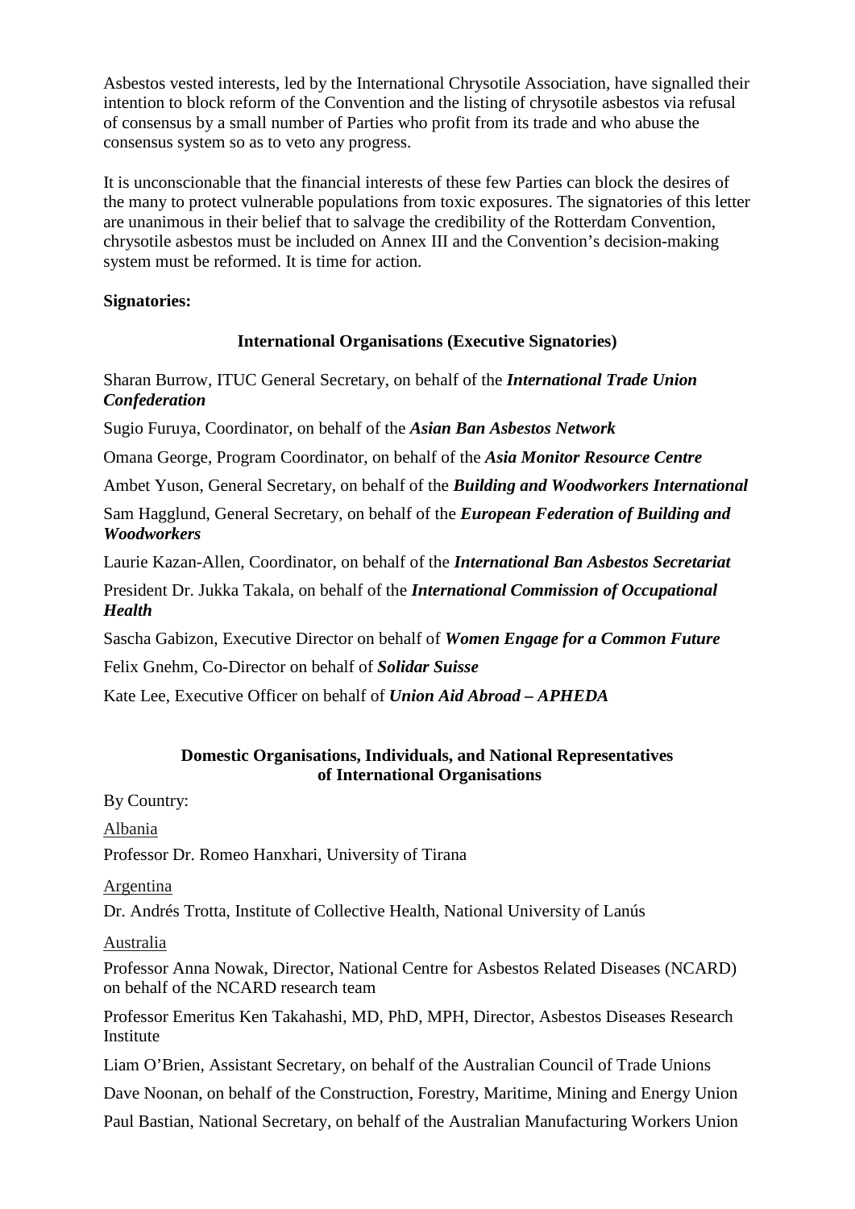Asbestos vested interests, led by the International Chrysotile Association, have signalled their intention to block reform of the Convention and the listing of chrysotile asbestos via refusal of consensus by a small number of Parties who profit from its trade and who abuse the consensus system so as to veto any progress.

It is unconscionable that the financial interests of these few Parties can block the desires of the many to protect vulnerable populations from toxic exposures. The signatories of this letter are unanimous in their belief that to salvage the credibility of the Rotterdam Convention, chrysotile asbestos must be included on Annex III and the Convention's decision-making system must be reformed. It is time for action.

**Signatories:**

**International Organisations (Executive Signatories)**

Sharan Burrow, ITUC General Secretary, on behalf of the ***International Trade Union Confederation***

Sugio Furuya, Coordinator, on behalf of the ***Asian Ban Asbestos Network***

Omana George, Program Coordinator, on behalf of the ***Asia Monitor Resource Centre***

Ambet Yuson, General Secretary, on behalf of the ***Building and Woodworkers International***

Sam Hagglund, General Secretary, on behalf of the ***European Federation of Building and Woodworkers***

Laurie Kazan-Allen, Coordinator, on behalf of the ***International Ban Asbestos Secretariat***

President Dr. Jukka Takala, on behalf of the ***International Commission of Occupational Health***

Sascha Gabizon, Executive Director on behalf of ***Women Engage for a Common Future***

Felix Gnehm, Co-Director on behalf of ***Solidar Suisse***

Kate Lee, Executive Officer on behalf of ***Union Aid Abroad – APHEDA***

**Domestic Organisations, Individuals, and National Representatives of International Organisations**

By Country:

Albania

Professor Dr. Romeo Hanxhari, University of Tirana

Argentina

Dr. Andrés Trotta, Institute of Collective Health, National University of Lanús

Australia

Professor Anna Nowak, Director, National Centre for Asbestos Related Diseases (NCARD) on behalf of the NCARD research team

Professor Emeritus Ken Takahashi, MD, PhD, MPH, Director, Asbestos Diseases Research Institute

Liam O'Brien, Assistant Secretary, on behalf of the Australian Council of Trade Unions

Dave Noonan, on behalf of the Construction, Forestry, Maritime, Mining and Energy Union

Paul Bastian, National Secretary, on behalf of the Australian Manufacturing Workers Union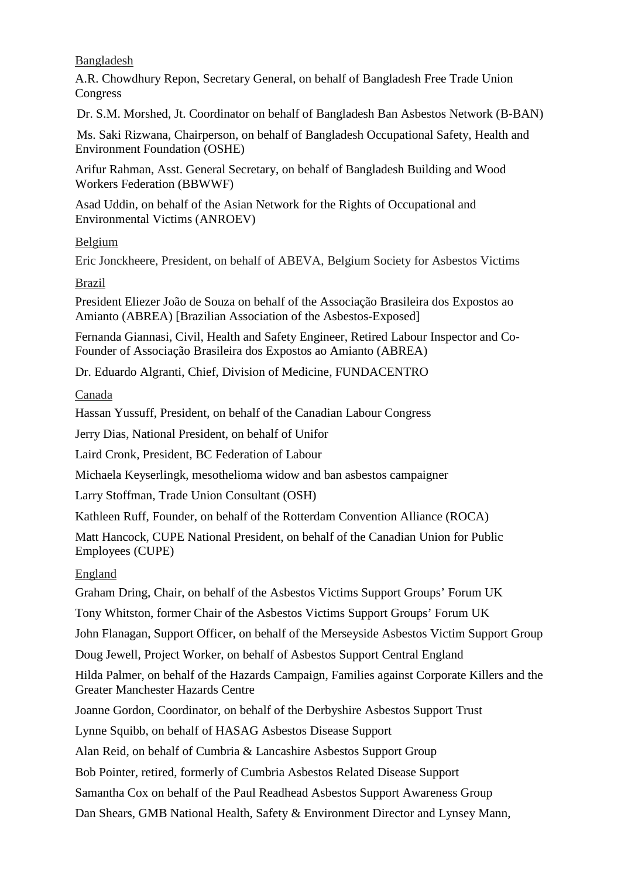<u>Bangladesh</u>

A.R. Chowdhury Repon, Secretary General, on behalf of Bangladesh Free Trade Union Congress

Dr. S.M. Morshed, Jt. Coordinator on behalf of Bangladesh Ban Asbestos Network (B-BAN)

Ms. Saki Rizwana, Chairperson, on behalf of Bangladesh Occupational Safety, Health and Environment Foundation (OSHE)

Arifur Rahman, Asst. General Secretary, on behalf of Bangladesh Building and Wood Workers Federation (BBWWF)

Asad Uddin, on behalf of the Asian Network for the Rights of Occupational and Environmental Victims (ANROEV)

<u>Belgium</u>

Eric Jonckheere, President, on behalf of ABEVA, Belgium Society for Asbestos Victims

<u>Brazil</u>

President Eliezer João de Souza on behalf of the Associação Brasileira dos Expostos ao Amianto (ABREA) [Brazilian Association of the Asbestos-Exposed]

Fernanda Giannasi, Civil, Health and Safety Engineer, Retired Labour Inspector and Co-Founder of Associação Brasileira dos Expostos ao Amianto (ABREA)

Dr. Eduardo Algranti, Chief, Division of Medicine, FUNDACENTRO

<u>Canada</u>

Hassan Yussuff, President, on behalf of the Canadian Labour Congress

Jerry Dias, National President, on behalf of Unifor

Laird Cronk, President, BC Federation of Labour

Michaela Keyserlingk, mesothelioma widow and ban asbestos campaigner

Larry Stoffman, Trade Union Consultant (OSH)

Kathleen Ruff, Founder, on behalf of the Rotterdam Convention Alliance (ROCA)

Matt Hancock, CUPE National President, on behalf of the Canadian Union for Public Employees (CUPE)

<u>England</u>

Graham Dring, Chair, on behalf of the Asbestos Victims Support Groups' Forum UK

Tony Whitston, former Chair of the Asbestos Victims Support Groups' Forum UK

John Flanagan, Support Officer, on behalf of the Merseyside Asbestos Victim Support Group

Doug Jewell, Project Worker, on behalf of Asbestos Support Central England

Hilda Palmer, on behalf of the Hazards Campaign, Families against Corporate Killers and the Greater Manchester Hazards Centre

Joanne Gordon, Coordinator, on behalf of the Derbyshire Asbestos Support Trust

Lynne Squibb, on behalf of HASAG Asbestos Disease Support

Alan Reid, on behalf of Cumbria & Lancashire Asbestos Support Group

Bob Pointer, retired, formerly of Cumbria Asbestos Related Disease Support

Samantha Cox on behalf of the Paul Readhead Asbestos Support Awareness Group

Dan Shears, GMB National Health, Safety & Environment Director and Lynsey Mann,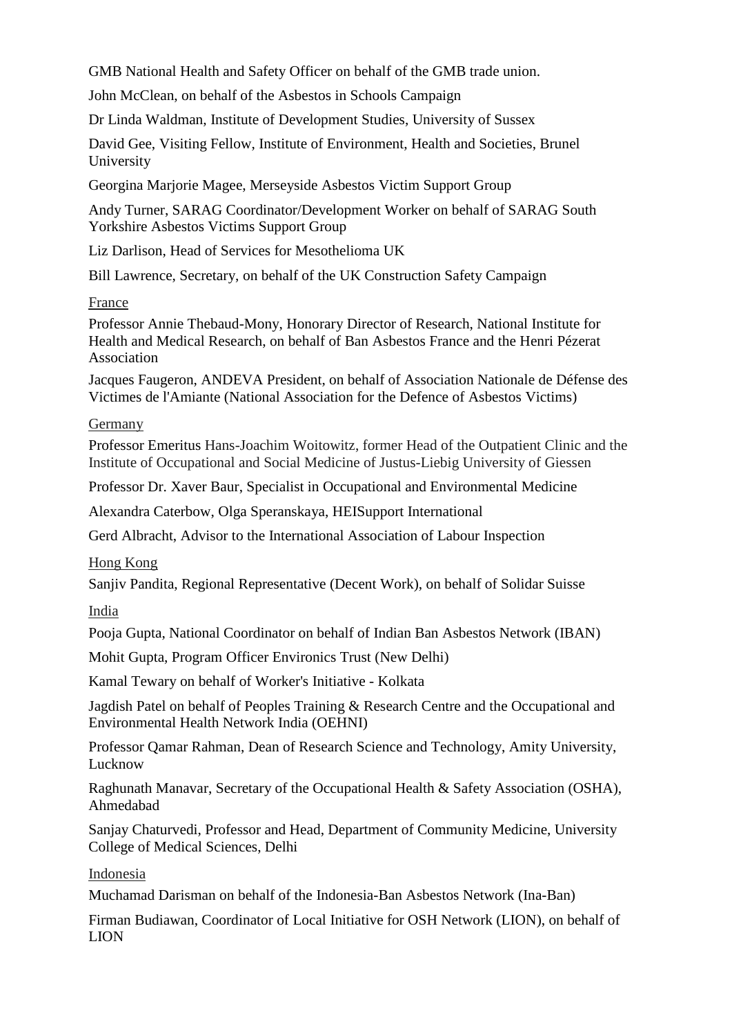GMB National Health and Safety Officer on behalf of the GMB trade union.

John McClean, on behalf of the Asbestos in Schools Campaign

Dr Linda Waldman, Institute of Development Studies, University of Sussex

David Gee, Visiting Fellow, Institute of Environment, Health and Societies, Brunel University

Georgina Marjorie Magee, Merseyside Asbestos Victim Support Group

Andy Turner, SARAG Coordinator/Development Worker on behalf of SARAG South Yorkshire Asbestos Victims Support Group

Liz Darlison, Head of Services for Mesothelioma UK

Bill Lawrence, Secretary, on behalf of the UK Construction Safety Campaign

France

Professor Annie Thebaud-Mony, Honorary Director of Research, National Institute for Health and Medical Research, on behalf of Ban Asbestos France and the Henri Pézerat Association

Jacques Faugeron, ANDEVA President, on behalf of Association Nationale de Défense des Victimes de l'Amiante (National Association for the Defence of Asbestos Victims)

Germany

Professor Emeritus Hans-Joachim Woitowitz, former Head of the Outpatient Clinic and the Institute of Occupational and Social Medicine of Justus-Liebig University of Giessen

Professor Dr. Xaver Baur, Specialist in Occupational and Environmental Medicine

Alexandra Caterbow, Olga Speranskaya, HEISupport International

Gerd Albracht, Advisor to the International Association of Labour Inspection

Hong Kong

Sanjiv Pandita, Regional Representative (Decent Work), on behalf of Solidar Suisse

India

Pooja Gupta, National Coordinator on behalf of Indian Ban Asbestos Network (IBAN)

Mohit Gupta, Program Officer Environics Trust (New Delhi)

Kamal Tewary on behalf of Worker's Initiative - Kolkata

Jagdish Patel on behalf of Peoples Training & Research Centre and the Occupational and Environmental Health Network India (OEHNI)

Professor Qamar Rahman, Dean of Research Science and Technology, Amity University, Lucknow

Raghunath Manavar, Secretary of the Occupational Health & Safety Association (OSHA), Ahmedabad

Sanjay Chaturvedi, Professor and Head, Department of Community Medicine, University College of Medical Sciences, Delhi

Indonesia

Muchamad Darisman on behalf of the Indonesia-Ban Asbestos Network (Ina-Ban)

Firman Budiawan, Coordinator of Local Initiative for OSH Network (LION), on behalf of LION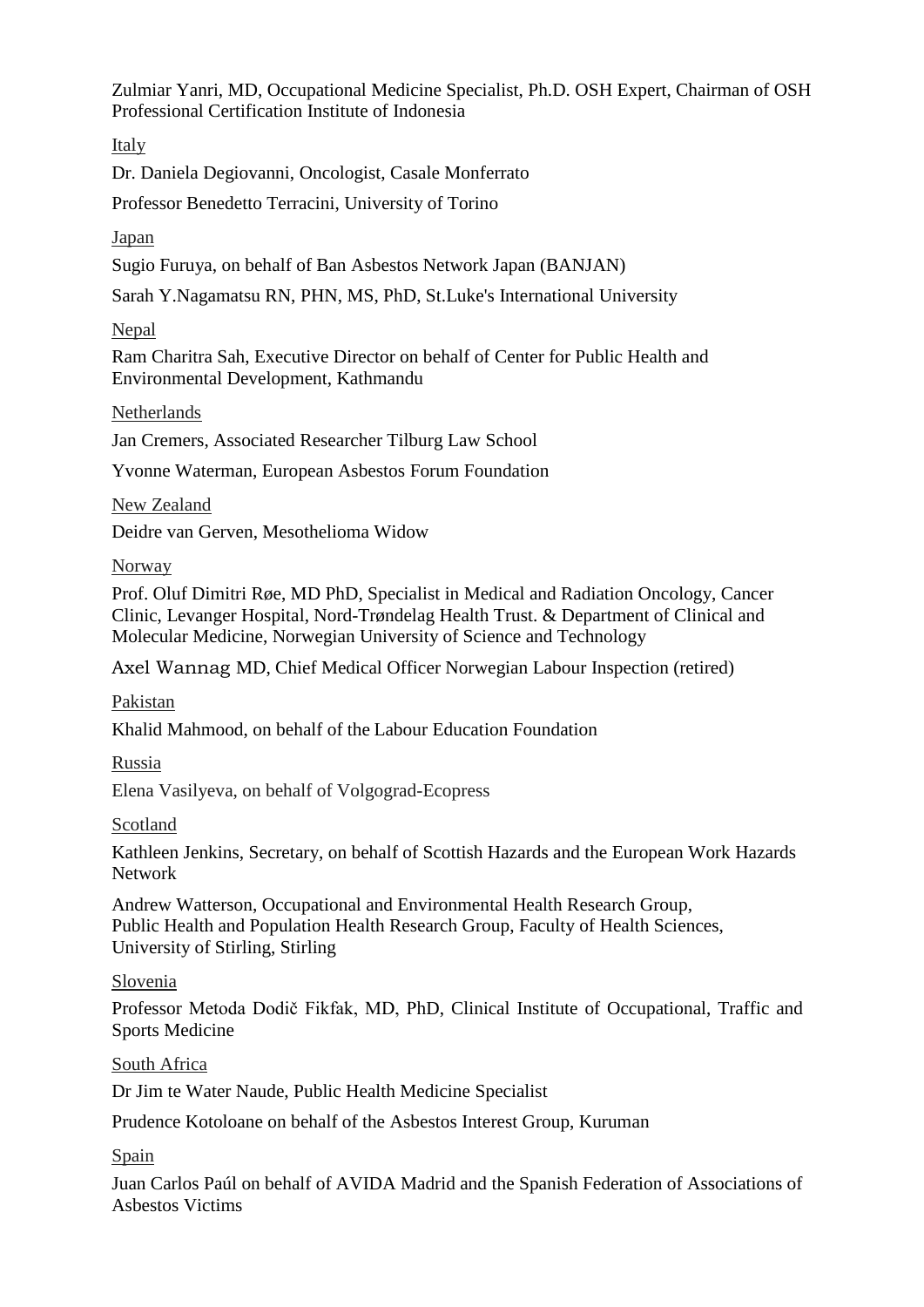Zulmiar Yanri, MD, Occupational Medicine Specialist, Ph.D. OSH Expert, Chairman of OSH Professional Certification Institute of Indonesia

Italy

Dr. Daniela Degiovanni, Oncologist, Casale Monferrato

Professor Benedetto Terracini, University of Torino

Japan

Sugio Furuya, on behalf of Ban Asbestos Network Japan (BANJAN)

Sarah Y.Nagamatsu RN, PHN, MS, PhD, St.Luke's International University

Nepal

Ram Charitra Sah, Executive Director on behalf of Center for Public Health and Environmental Development, Kathmandu

Netherlands

Jan Cremers, Associated Researcher Tilburg Law School

Yvonne Waterman, European Asbestos Forum Foundation

New Zealand

Deidre van Gerven, Mesothelioma Widow

Norway

Prof. Oluf Dimitri Røe, MD PhD, Specialist in Medical and Radiation Oncology, Cancer Clinic, Levanger Hospital, Nord-Trøndelag Health Trust. & Department of Clinical and Molecular Medicine, Norwegian University of Science and Technology

Axel Wannag MD, Chief Medical Officer Norwegian Labour Inspection (retired)

Pakistan

Khalid Mahmood, on behalf of the Labour Education Foundation

Russia

Elena Vasilyeva, on behalf of Volgograd-Ecopress

Scotland

Kathleen Jenkins, Secretary, on behalf of Scottish Hazards and the European Work Hazards Network

Andrew Watterson, Occupational and Environmental Health Research Group, Public Health and Population Health Research Group, Faculty of Health Sciences, University of Stirling, Stirling

Slovenia

Professor Metoda Dodič Fikfak, MD, PhD, Clinical Institute of Occupational, Traffic and Sports Medicine

South Africa

Dr Jim te Water Naude, Public Health Medicine Specialist

Prudence Kotoloane on behalf of the Asbestos Interest Group, Kuruman

Spain

Juan Carlos Paúl on behalf of AVIDA Madrid and the Spanish Federation of Associations of Asbestos Victims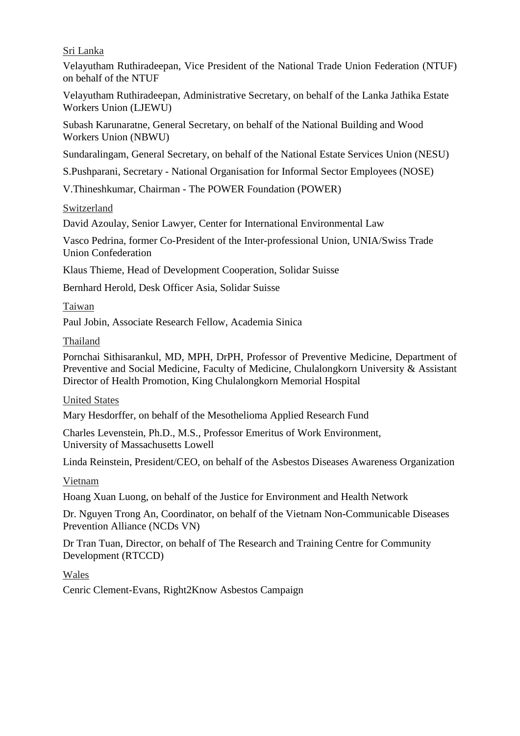Sri Lanka

Velayutham Ruthiradeepan, Vice President of the National Trade Union Federation (NTUF) on behalf of the NTUF

Velayutham Ruthiradeepan, Administrative Secretary, on behalf of the Lanka Jathika Estate Workers Union (LJEWU)

Subash Karunaratne, General Secretary, on behalf of the National Building and Wood Workers Union (NBWU)

Sundaralingam, General Secretary, on behalf of the National Estate Services Union (NESU)

S.Pushparani, Secretary - National Organisation for Informal Sector Employees (NOSE)

V.Thineshkumar, Chairman - The POWER Foundation (POWER)

Switzerland

David Azoulay, Senior Lawyer, Center for International Environmental Law

Vasco Pedrina, former Co-President of the Inter-professional Union, UNIA/Swiss Trade Union Confederation

Klaus Thieme, Head of Development Cooperation, Solidar Suisse

Bernhard Herold, Desk Officer Asia, Solidar Suisse

Taiwan

Paul Jobin, Associate Research Fellow, Academia Sinica

Thailand

Pornchai Sithisarankul, MD, MPH, DrPH, Professor of Preventive Medicine, Department of Preventive and Social Medicine, Faculty of Medicine, Chulalongkorn University & Assistant Director of Health Promotion, King Chulalongkorn Memorial Hospital

United States

Mary Hesdorffer, on behalf of the Mesothelioma Applied Research Fund

Charles Levenstein, Ph.D., M.S., Professor Emeritus of Work Environment, University of Massachusetts Lowell

Linda Reinstein, President/CEO, on behalf of the Asbestos Diseases Awareness Organization

Vietnam

Hoang Xuan Luong, on behalf of the Justice for Environment and Health Network

Dr. Nguyen Trong An, Coordinator, on behalf of the Vietnam Non-Communicable Diseases Prevention Alliance (NCDs VN)

Dr Tran Tuan, Director, on behalf of The Research and Training Centre for Community Development (RTCCD)

Wales

Cenric Clement-Evans, Right2Know Asbestos Campaign